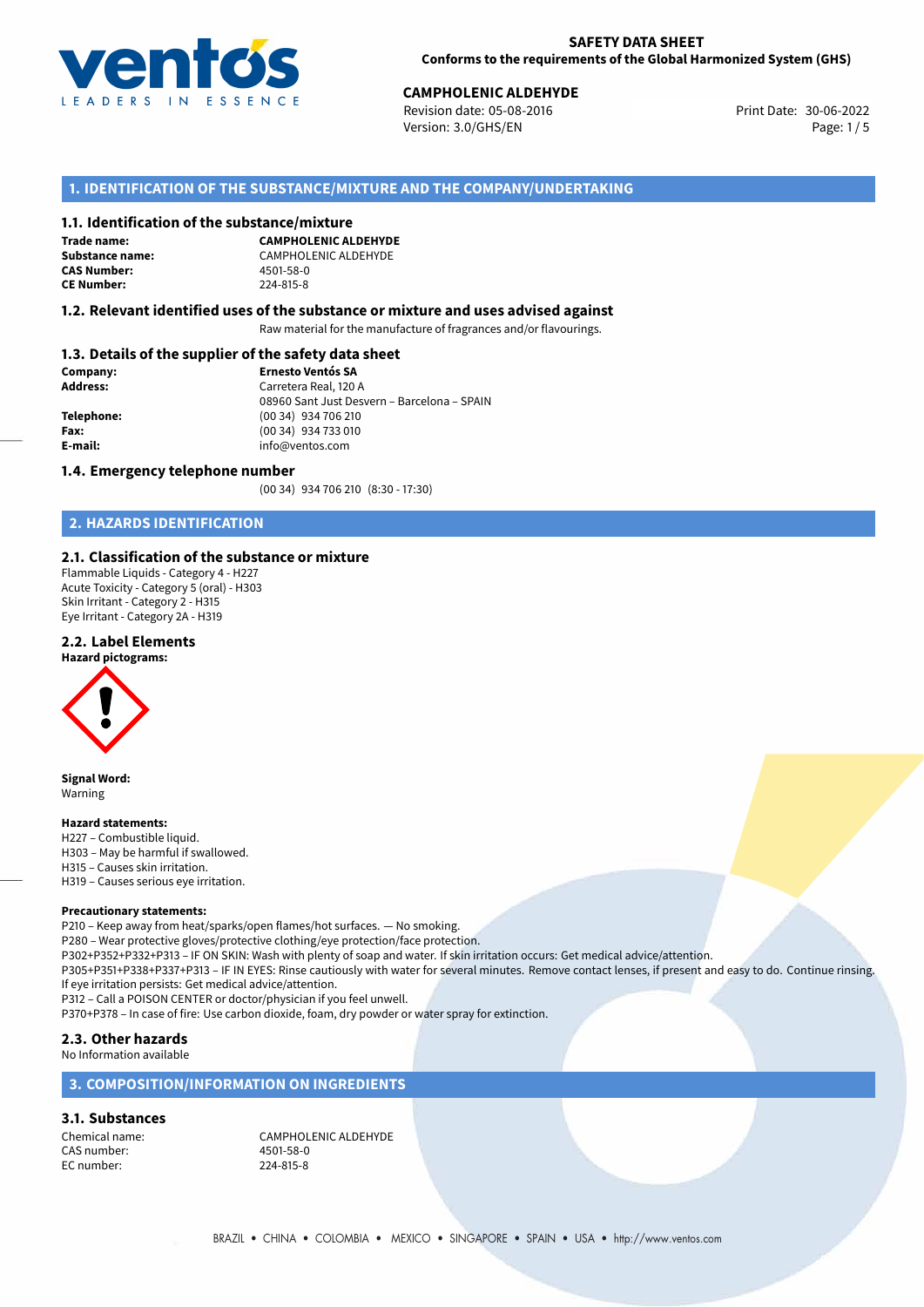**SAFETY DATA SHEET**
**Conforms to the requirements of the Global Harmonized System (GHS)**

**CAMPHOLENIC ALDEHYDE**
Revision date: 05-08-2016
Version: 3.0/GHS/EN
Print Date: 30-06-2022

## 1. IDENTIFICATION OF THE SUBSTANCE/MIXTURE AND THE COMPANY/UNDERTAKING

### 1.1. Identification of the substance/mixture

**Trade name:** **CAMPHOLENIC ALDEHYDE**
**Substance name:** CAMPHOLENIC ALDEHYDE
**CAS Number:** 4501-58-0
**CE Number:** 224-815-8

### 1.2. Relevant identified uses of the substance or mixture and uses advised against

Raw material for the manufacture of fragrances and/or flavourings.

### 1.3. Details of the supplier of the safety data sheet

**Company:** **Ernesto Ventós SA**
**Address:** Carretera Real, 120 A
08960 Sant Just Desvern – Barcelona – SPAIN
**Telephone:** (00 34) 934 706 210
**Fax:** (00 34) 934 733 010
**E-mail:** info@ventos.com

### 1.4. Emergency telephone number

(00 34) 934 706 210 (8:30 - 17:30)

## 2. HAZARDS IDENTIFICATION

### 2.1. Classification of the substance or mixture

Flammable Liquids - Category 4 - H227
Acute Toxicity - Category 5 (oral) - H303
Skin Irritant - Category 2 - H315
Eye Irritant - Category 2A - H319

### 2.2. Label Elements

**Hazard pictograms:**

**Signal Word:**
Warning

**Hazard statements:**
H227 – Combustible liquid.
H303 – May be harmful if swallowed.
H315 – Causes skin irritation.
H319 – Causes serious eye irritation.

**Precautionary statements:**
P210 – Keep away from heat/sparks/open flames/hot surfaces. — No smoking.
P280 – Wear protective gloves/protective clothing/eye protection/face protection.
P302+P352+P332+P313 – IF ON SKIN: Wash with plenty of soap and water. If skin irritation occurs: Get medical advice/attention.
P305+P351+P338+P337+P313 – IF IN EYES: Rinse cautiously with water for several minutes. Remove contact lenses, if present and easy to do. Continue rinsing. If eye irritation persists: Get medical advice/attention.
P312 – Call a POISON CENTER or doctor/physician if you feel unwell.
P370+P378 – In case of fire: Use carbon dioxide, foam, dry powder or water spray for extinction.

### 2.3. Other hazards

No Information available

## 3. COMPOSITION/INFORMATION ON INGREDIENTS

### 3.1. Substances

Chemical name: CAMPHOLENIC ALDEHYDE
CAS number: 4501-58-0
EC number: 224-815-8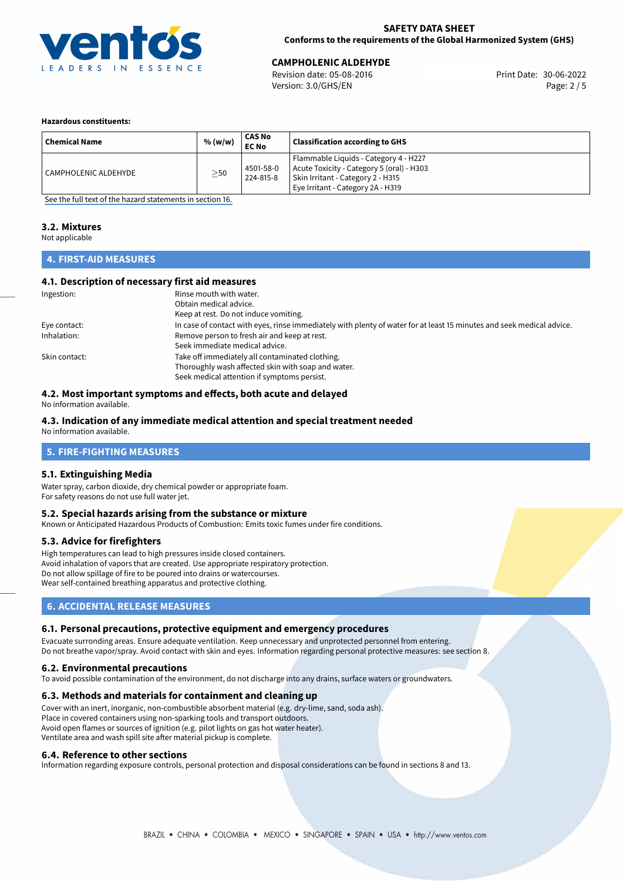**Hazardous constituents:**

| Chemical Name | % (w/w) | CAS No EC No | Classification according to GHS |
|---|---|---|---|
| CAMPHOLENIC ALDEHYDE | $\geq$50 | 4501-58-0 224-815-8 | Flammable Liquids - Category 4 - H227 Acute Toxicity - Category 5 (oral) - H303 Skin Irritant - Category 2 - H315 Eye Irritant - Category 2A - H319 |

See the full text of the hazard statements in section 16.

### 3.2. Mixtures

Not applicable

## 4. FIRST-AID MEASURES

### 4.1. Description of necessary first aid measures

| | |
|---|---|
| Ingestion: | Rinse mouth with water. Obtain medical advice. Keep at rest. Do not induce vomiting. |
| Eye contact: | In case of contact with eyes, rinse immediately with plenty of water for at least 15 minutes and seek medical advice. |
| Inhalation: | Remove person to fresh air and keep at rest. Seek immediate medical advice. |
| Skin contact: | Take off immediately all contaminated clothing. Thoroughly wash affected skin with soap and water. Seek medical attention if symptoms persist. |

### 4.2. Most important symptoms and effects, both acute and delayed

No information available.

### 4.3. Indication of any immediate medical attention and special treatment needed

No information available.

## 5. FIRE-FIGHTING MEASURES

### 5.1. Extinguishing Media

Water spray, carbon dioxide, dry chemical powder or appropriate foam.
For safety reasons do not use full water jet.

### 5.2. Special hazards arising from the substance or mixture

Known or Anticipated Hazardous Products of Combustion: Emits toxic fumes under fire conditions.

### 5.3. Advice for firefighters

High temperatures can lead to high pressures inside closed containers.
Avoid inhalation of vapors that are created. Use appropriate respiratory protection.
Do not allow spillage of fire to be poured into drains or watercourses.
Wear self-contained breathing apparatus and protective clothing.

## 6. ACCIDENTAL RELEASE MEASURES

### 6.1. Personal precautions, protective equipment and emergency procedures

Evacuate surronding areas. Ensure adequate ventilation. Keep unnecessary and unprotected personnel from entering.
Do not breathe vapor/spray. Avoid contact with skin and eyes. Information regarding personal protective measures: see section 8.

### 6.2. Environmental precautions

To avoid possible contamination of the environment, do not discharge into any drains, surface waters or groundwaters.

### 6.3. Methods and materials for containment and cleaning up

Cover with an inert, inorganic, non-combustible absorbent material (e.g. dry-lime, sand, soda ash).
Place in covered containers using non-sparking tools and transport outdoors.
Avoid open flames or sources of ignition (e.g. pilot lights on gas hot water heater).
Ventilate area and wash spill site after material pickup is complete.

### 6.4. Reference to other sections

Information regarding exposure controls, personal protection and disposal considerations can be found in sections 8 and 13.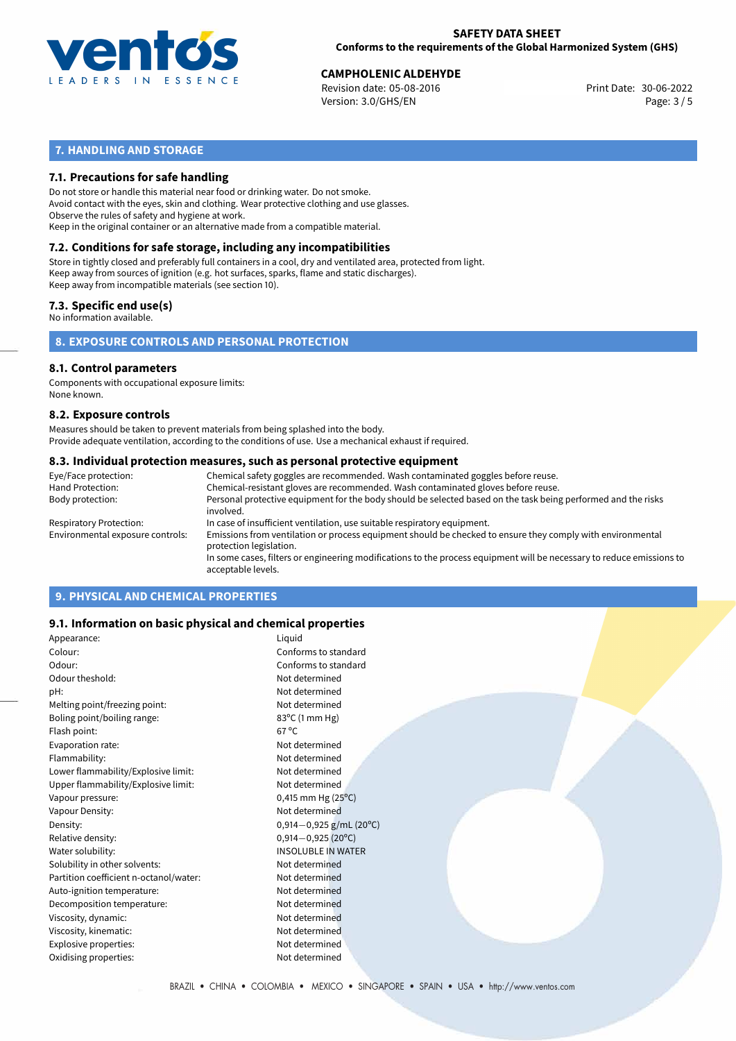## 7. HANDLING AND STORAGE

### 7.1. Precautions for safe handling

Do not store or handle this material near food or drinking water. Do not smoke.
Avoid contact with the eyes, skin and clothing. Wear protective clothing and use glasses.
Observe the rules of safety and hygiene at work.
Keep in the original container or an alternative made from a compatible material.

### 7.2. Conditions for safe storage, including any incompatibilities

Store in tightly closed and preferably full containers in a cool, dry and ventilated area, protected from light.
Keep away from sources of ignition (e.g. hot surfaces, sparks, flame and static discharges).
Keep away from incompatible materials (see section 10).

### 7.3. Specific end use(s)

No information available.

## 8. EXPOSURE CONTROLS AND PERSONAL PROTECTION

### 8.1. Control parameters

Components with occupational exposure limits:
None known.

### 8.2. Exposure controls

Measures should be taken to prevent materials from being splashed into the body.
Provide adequate ventilation, according to the conditions of use. Use a mechanical exhaust if required.

### 8.3. Individual protection measures, such as personal protective equipment

| | |
|---|---|
| Eye/Face protection: | Chemical safety goggles are recommended. Wash contaminated goggles before reuse. |
| Hand Protection: | Chemical-resistant gloves are recommended. Wash contaminated gloves before reuse. |
| Body protection: | Personal protective equipment for the body should be selected based on the task being performed and the risks involved. |
| Respiratory Protection: | In case of insufficient ventilation, use suitable respiratory equipment. |
| Environmental exposure controls: | Emissions from ventilation or process equipment should be checked to ensure they comply with environmental protection legislation. In some cases, filters or engineering modifications to the process equipment will be necessary to reduce emissions to acceptable levels. |

## 9. PHYSICAL AND CHEMICAL PROPERTIES

### 9.1. Information on basic physical and chemical properties

| | |
|---|---|
| Appearance: | Liquid |
| Colour: | Conforms to standard |
| Odour: | Conforms to standard |
| Odour theshold: | Not determined |
| pH: | Not determined |
| Melting point/freezing point: | Not determined |
| Boling point/boiling range: | 83°C (1 mm Hg) |
| Flash point: | 67 °C |
| Evaporation rate: | Not determined |
| Flammability: | Not determined |
| Lower flammability/Explosive limit: | Not determined |
| Upper flammability/Explosive limit: | Not determined |
| Vapour pressure: | 0,415 mm Hg (25°C) |
| Vapour Density: | Not determined |
| Density: | 0,914−0,925 g/mL (20°C) |
| Relative density: | 0,914−0,925 (20°C) |
| Water solubility: | INSOLUBLE IN WATER |
| Solubility in other solvents: | Not determined |
| Partition coefficient n-octanol/water: | Not determined |
| Auto-ignition temperature: | Not determined |
| Decomposition temperature: | Not determined |
| Viscosity, dynamic: | Not determined |
| Viscosity, kinematic: | Not determined |
| Explosive properties: | Not determined |
| Oxidising properties: | Not determined |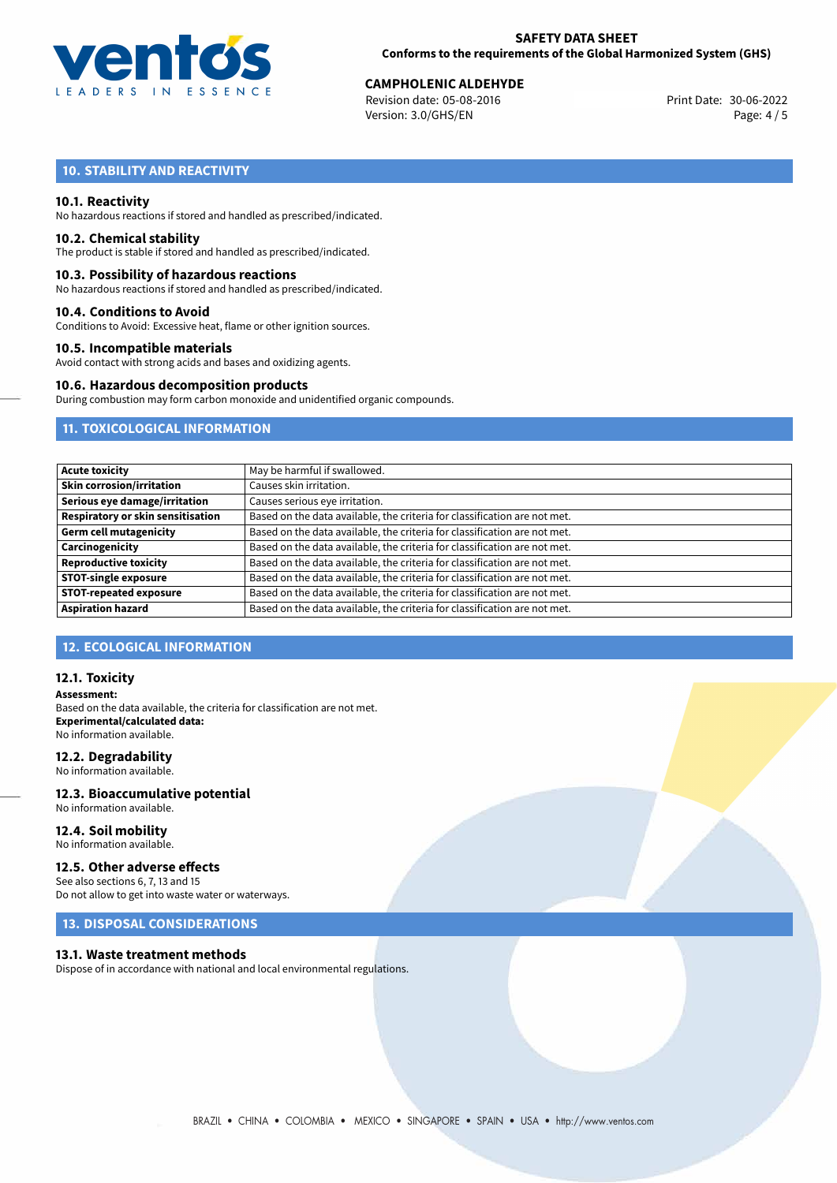## 10. STABILITY AND REACTIVITY

### 10.1. Reactivity

No hazardous reactions if stored and handled as prescribed/indicated.

### 10.2. Chemical stability

The product is stable if stored and handled as prescribed/indicated.

### 10.3. Possibility of hazardous reactions

No hazardous reactions if stored and handled as prescribed/indicated.

### 10.4. Conditions to Avoid

Conditions to Avoid: Excessive heat, flame or other ignition sources.

### 10.5. Incompatible materials

Avoid contact with strong acids and bases and oxidizing agents.

### 10.6. Hazardous decomposition products

During combustion may form carbon monoxide and unidentified organic compounds.

## 11. TOXICOLOGICAL INFORMATION

| | |
|---|---|
| **Acute toxicity** | May be harmful if swallowed. |
| **Skin corrosion/irritation** | Causes skin irritation. |
| **Serious eye damage/irritation** | Causes serious eye irritation. |
| **Respiratory or skin sensitisation** | Based on the data available, the criteria for classification are not met. |
| **Germ cell mutagenicity** | Based on the data available, the criteria for classification are not met. |
| **Carcinogenicity** | Based on the data available, the criteria for classification are not met. |
| **Reproductive toxicity** | Based on the data available, the criteria for classification are not met. |
| **STOT-single exposure** | Based on the data available, the criteria for classification are not met. |
| **STOT-repeated exposure** | Based on the data available, the criteria for classification are not met. |
| **Aspiration hazard** | Based on the data available, the criteria for classification are not met. |

## 12. ECOLOGICAL INFORMATION

### 12.1. Toxicity

**Assessment:**
Based on the data available, the criteria for classification are not met.
**Experimental/calculated data:**
No information available.

### 12.2. Degradability

No information available.

### 12.3. Bioaccumulative potential

No information available.

### 12.4. Soil mobility

No information available.

### 12.5. Other adverse effects

See also sections 6, 7, 13 and 15
Do not allow to get into waste water or waterways.

## 13. DISPOSAL CONSIDERATIONS

### 13.1. Waste treatment methods

Dispose of in accordance with national and local environmental regulations.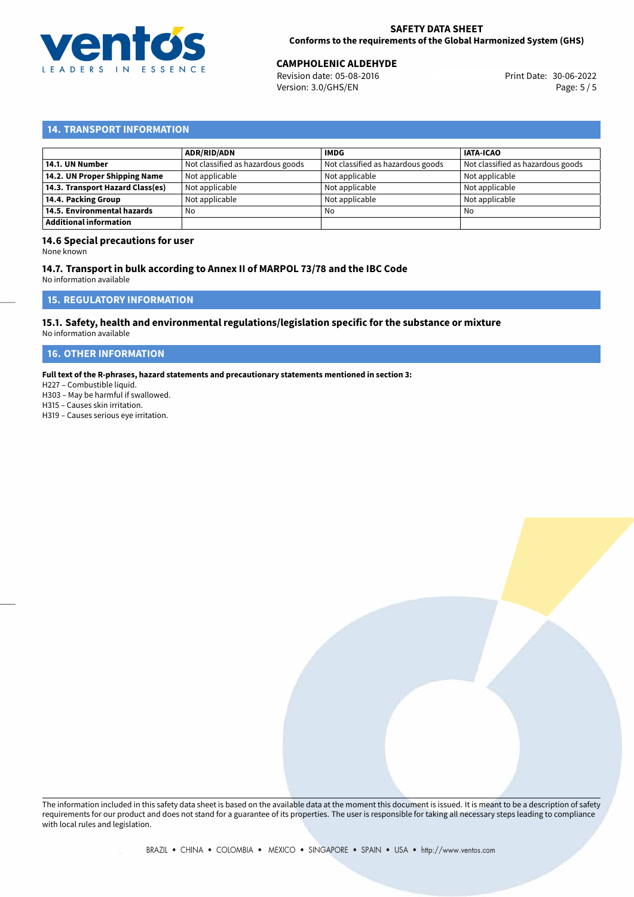## 14. TRANSPORT INFORMATION

| | ADR/RID/ADN | IMDG | IATA-ICAO |
|---|---|---|---|
| **14.1. UN Number** | Not classified as hazardous goods | Not classified as hazardous goods | Not classified as hazardous goods |
| **14.2. UN Proper Shipping Name** | Not applicable | Not applicable | Not applicable |
| **14.3. Transport Hazard Class(es)** | Not applicable | Not applicable | Not applicable |
| **14.4. Packing Group** | Not applicable | Not applicable | Not applicable |
| **14.5. Environmental hazards** | No | No | No |
| **Additional information** | | | |

### 14.6 Special precautions for user

None known

### 14.7. Transport in bulk according to Annex II of MARPOL 73/78 and the IBC Code

No information available

## 15. REGULATORY INFORMATION

### 15.1. Safety, health and environmental regulations/legislation specific for the substance or mixture

No information available

## 16. OTHER INFORMATION

**Full text of the R-phrases, hazard statements and precautionary statements mentioned in section 3:**

H227 – Combustible liquid.
H303 – May be harmful if swallowed.
H315 – Causes skin irritation.
H319 – Causes serious eye irritation.

The information included in this safety data sheet is based on the available data at the moment this document is issued. It is meant to be a description of safety requirements for our product and does not stand for a guarantee of its properties. The user is responsible for taking all necessary steps leading to compliance with local rules and legislation.